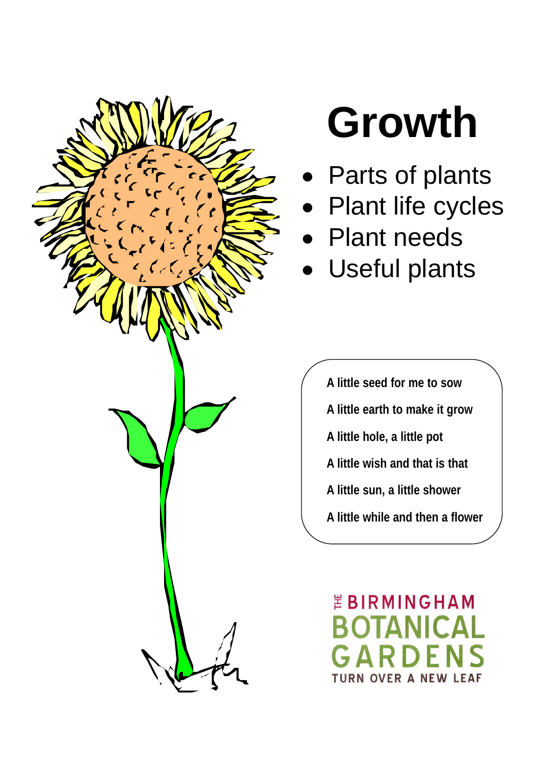# Growth

- Parts of plants
- Plant life cycles
- Plant needs
- Useful plants

**A little seed for me to sow**

**A little earth to make it grow**

**A little hole, a little pot**

**A little wish and that is that**

**A little sun, a little shower**

**A little while and then a flower**

THE BIRMINGHAM BOTANICAL GARDENS

TURN OVER A NEW LEAF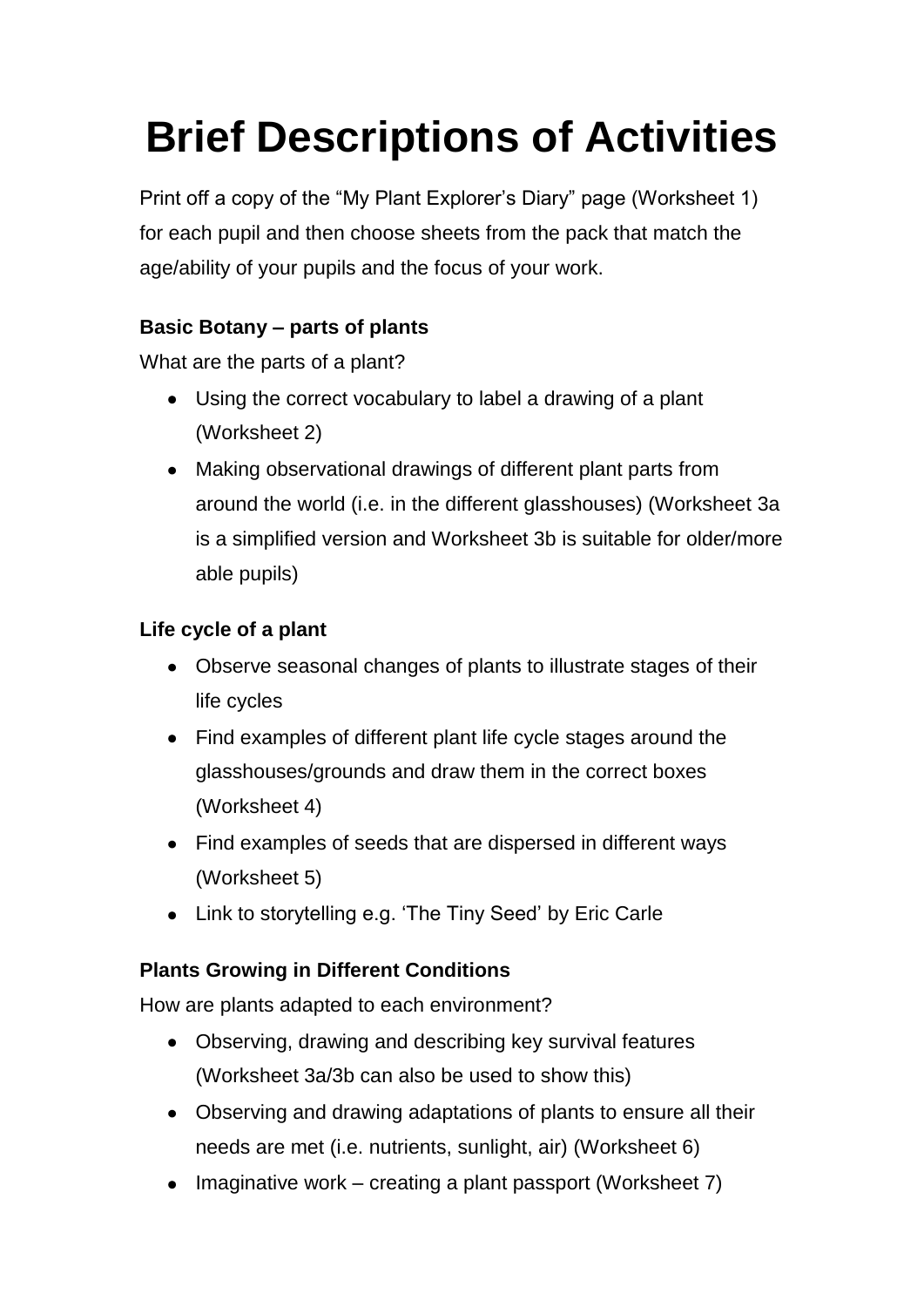# Brief Descriptions of Activities

Print off a copy of the "My Plant Explorer's Diary" page (Worksheet 1) for each pupil and then choose sheets from the pack that match the age/ability of your pupils and the focus of your work.

**Basic Botany – parts of plants**

What are the parts of a plant?

- Using the correct vocabulary to label a drawing of a plant (Worksheet 2)
- Making observational drawings of different plant parts from around the world (i.e. in the different glasshouses) (Worksheet 3a is a simplified version and Worksheet 3b is suitable for older/more able pupils)

**Life cycle of a plant**

- Observe seasonal changes of plants to illustrate stages of their life cycles
- Find examples of different plant life cycle stages around the glasshouses/grounds and draw them in the correct boxes (Worksheet 4)
- Find examples of seeds that are dispersed in different ways (Worksheet 5)
- Link to storytelling e.g. 'The Tiny Seed' by Eric Carle

**Plants Growing in Different Conditions**

How are plants adapted to each environment?

- Observing, drawing and describing key survival features (Worksheet 3a/3b can also be used to show this)
- Observing and drawing adaptations of plants to ensure all their needs are met (i.e. nutrients, sunlight, air) (Worksheet 6)
- Imaginative work – creating a plant passport (Worksheet 7)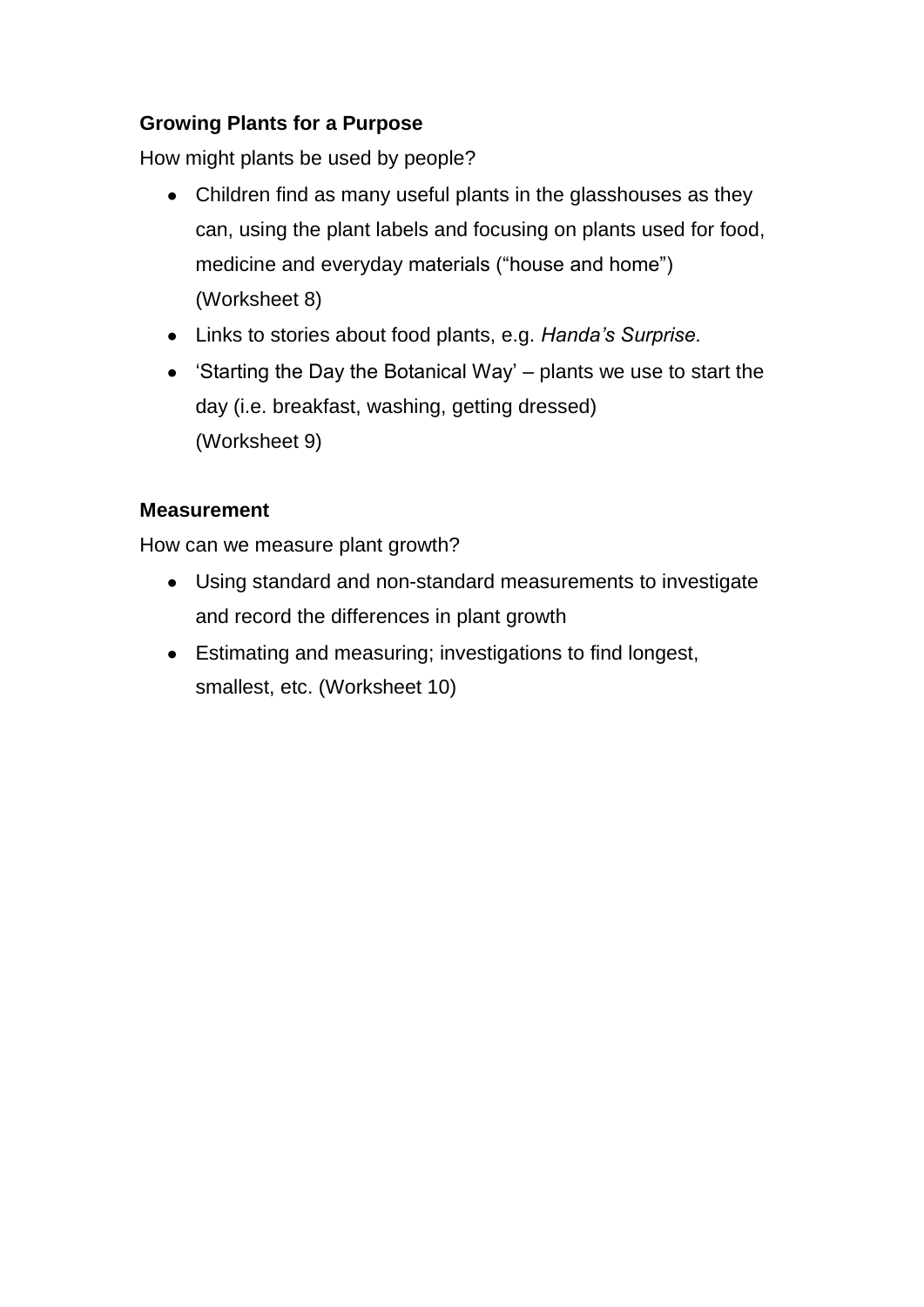**Growing Plants for a Purpose**

How might plants be used by people?

- Children find as many useful plants in the glasshouses as they can, using the plant labels and focusing on plants used for food, medicine and everyday materials ("house and home") (Worksheet 8)
- Links to stories about food plants, e.g. *Handa's Surprise.*
- 'Starting the Day the Botanical Way' – plants we use to start the day (i.e. breakfast, washing, getting dressed) (Worksheet 9)

**Measurement**

How can we measure plant growth?

- Using standard and non-standard measurements to investigate and record the differences in plant growth
- Estimating and measuring; investigations to find longest, smallest, etc. (Worksheet 10)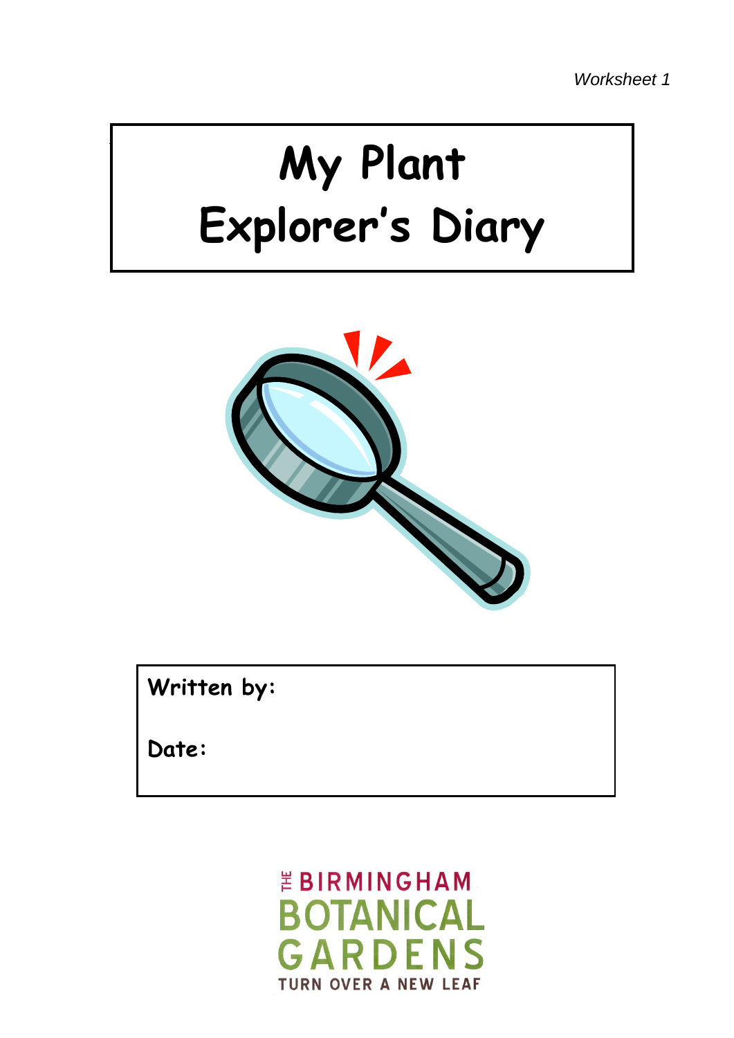*Worksheet 1*

# My Plant Explorer's Diary

**Written by:**

**Date:**

THE BIRMINGHAM BOTANICAL GARDENS

TURN OVER A NEW LEAF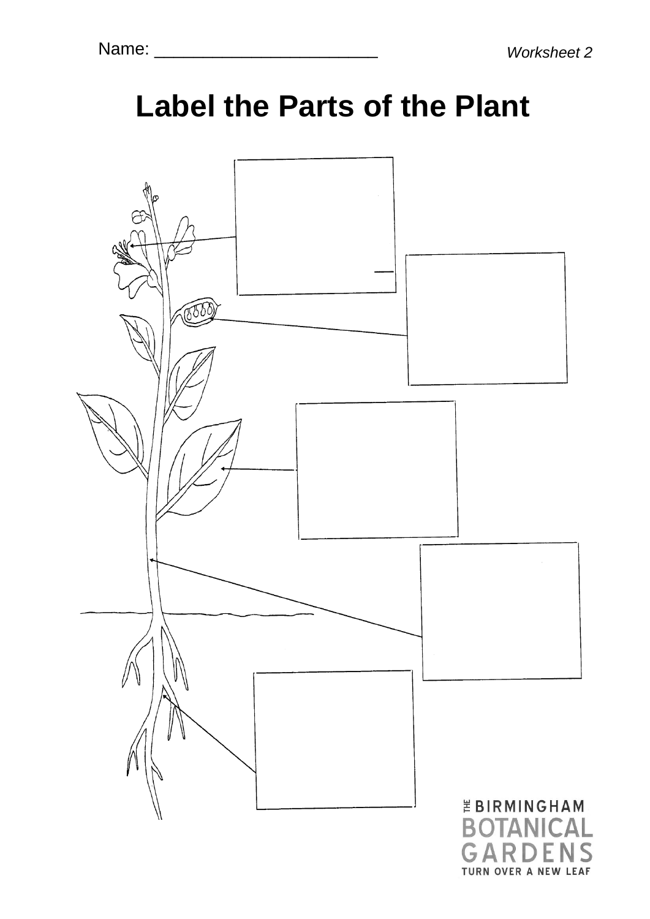Name: ________________________

*Worksheet 2*

# Label the Parts of the Plant

THE BIRMINGHAM BOTANICAL GARDENS
TURN OVER A NEW LEAF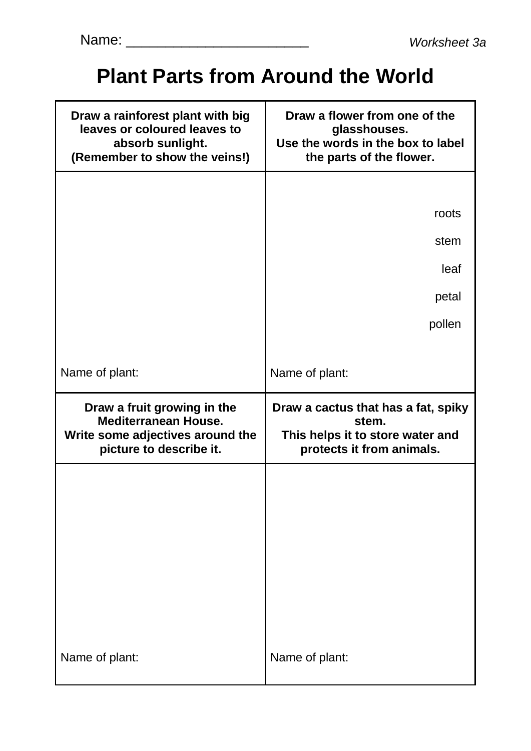Name: ________________________ *Worksheet 3a*

# Plant Parts from Around the World

| **Draw a rainforest plant with big leaves or coloured leaves to absorb sunlight. (Remember to show the veins!)** | **Draw a flower from one of the glasshouses. Use the words in the box to label the parts of the flower.** |
|---|---|
| Name of plant: | roots<br>stem<br>leaf<br>petal<br>pollen<br><br>Name of plant: |
| **Draw a fruit growing in the Mediterranean House. Write some adjectives around the picture to describe it.** | **Draw a cactus that has a fat, spiky stem. This helps it to store water and protects it from animals.** |
| Name of plant: | Name of plant: |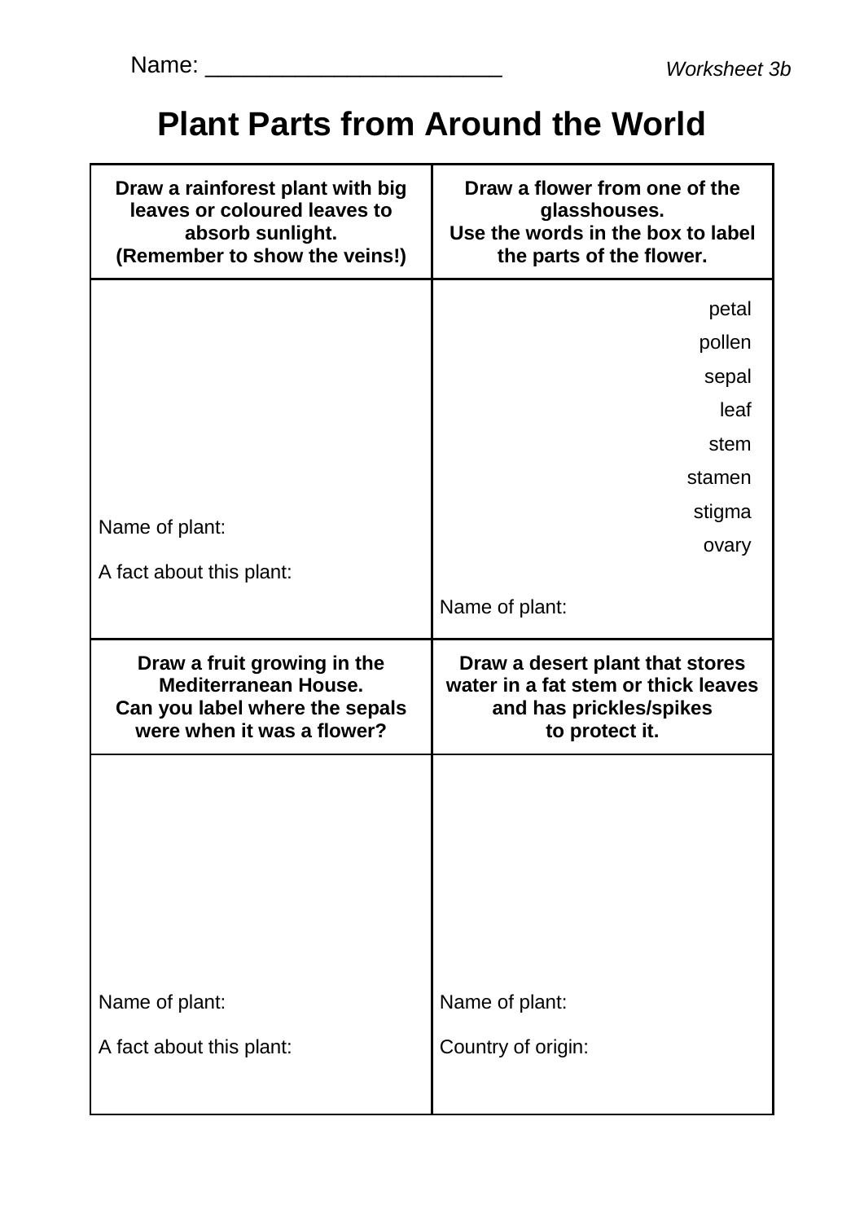Name: ________________________

*Worksheet 3b*

# Plant Parts from Around the World

| **Draw a rainforest plant with big leaves or coloured leaves to absorb sunlight. (Remember to show the veins!)** | **Draw a flower from one of the glasshouses. Use the words in the box to label the parts of the flower.** |
|---|---|
| Name of plant:<br><br>A fact about this plant: | petal<br>pollen<br>sepal<br>leaf<br>stem<br>stamen<br>stigma<br>ovary<br><br>Name of plant: |
| **Draw a fruit growing in the Mediterranean House. Can you label where the sepals were when it was a flower?** | **Draw a desert plant that stores water in a fat stem or thick leaves and has prickles/spikes to protect it.** |
| Name of plant:<br><br>A fact about this plant: | Name of plant:<br><br>Country of origin: |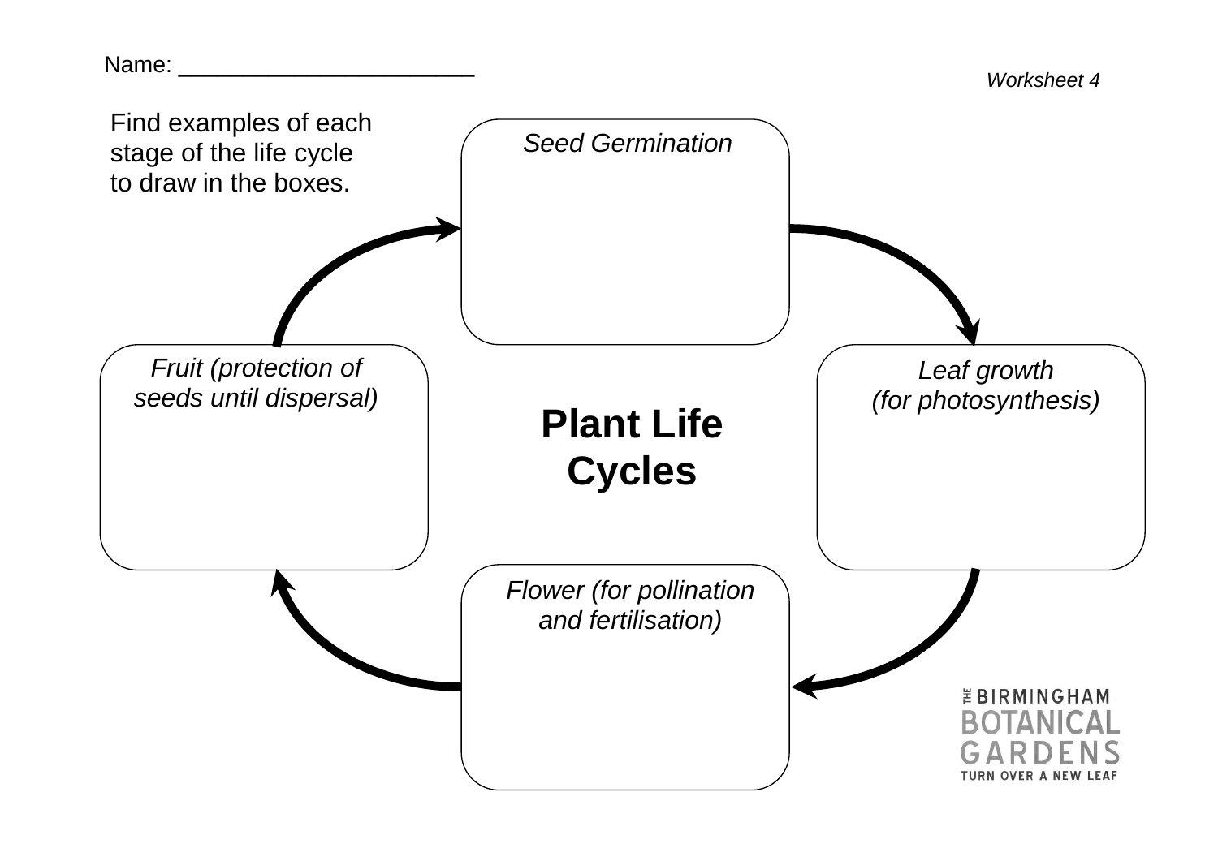Name: ________________________

*Worksheet 4*

Find examples of each stage of the life cycle to draw in the boxes.

# Plant Life Cycles

*Seed Germination*

*Leaf growth (for photosynthesis)*

*Flower (for pollination and fertilisation)*

*Fruit (protection of seeds until dispersal)*

THE BIRMINGHAM BOTANICAL GARDENS
TURN OVER A NEW LEAF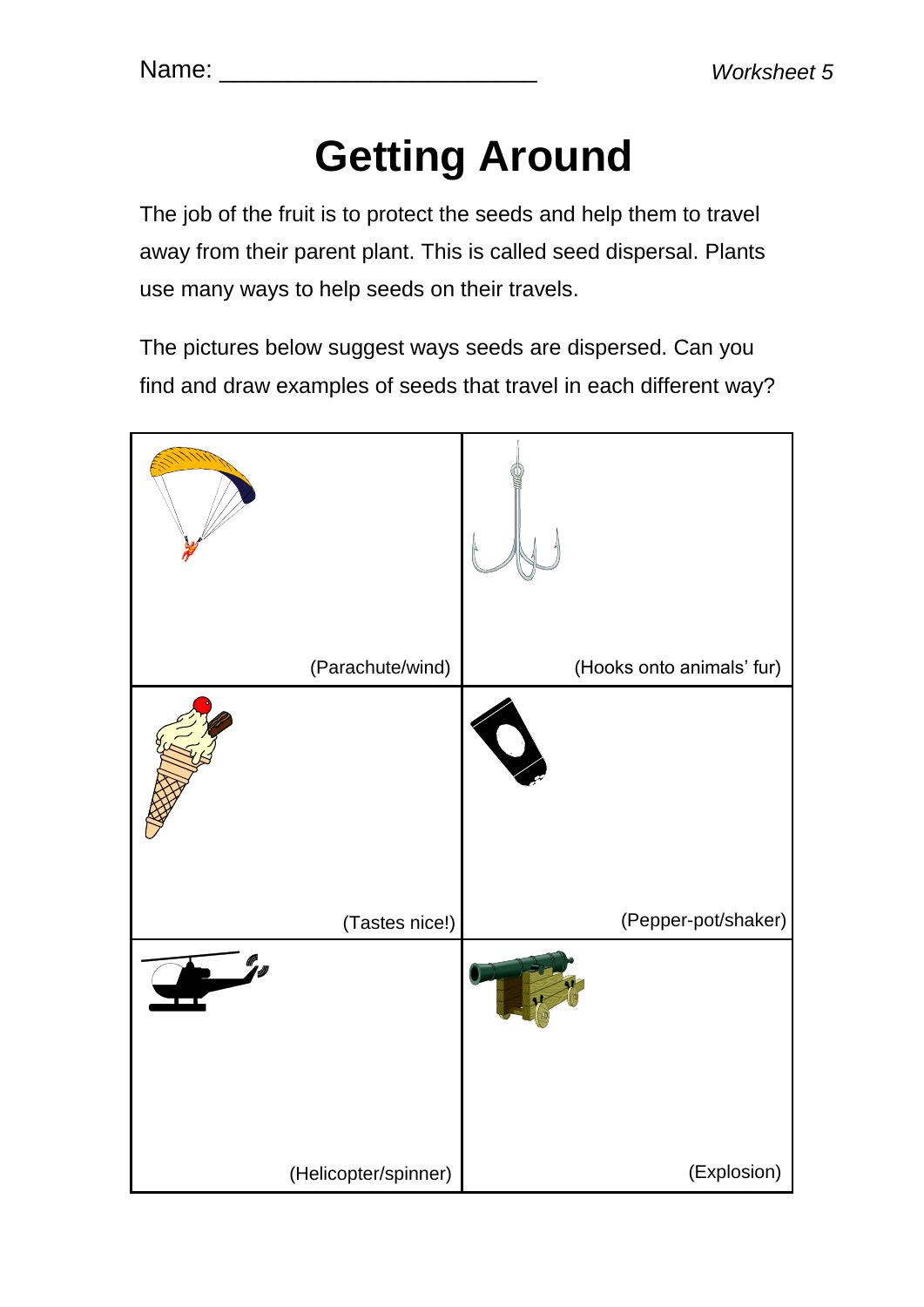Name: ______________________

*Worksheet 5*

# Getting Around

The job of the fruit is to protect the seeds and help them to travel away from their parent plant. This is called seed dispersal. Plants use many ways to help seeds on their travels.

The pictures below suggest ways seeds are dispersed. Can you find and draw examples of seeds that travel in each different way?

| | |
|---|---|
| (Parachute/wind) | (Hooks onto animals' fur) |
| (Tastes nice!) | (Pepper-pot/shaker) |
| (Helicopter/spinner) | (Explosion) |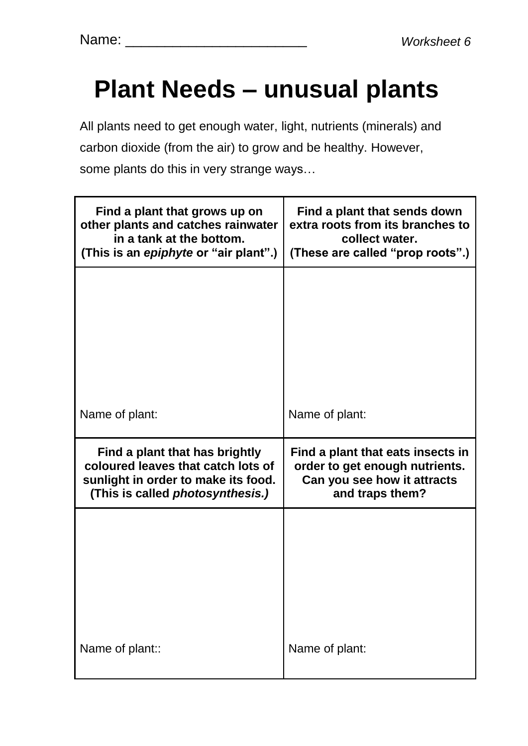Name: ________________________ *Worksheet 6*

# Plant Needs – unusual plants

All plants need to get enough water, light, nutrients (minerals) and carbon dioxide (from the air) to grow and be healthy. However, some plants do this in very strange ways…

| **Find a plant that grows up on other plants and catches rainwater in a tank at the bottom. (This is an *epiphyte* or "air plant".)** | **Find a plant that sends down extra roots from its branches to collect water. (These are called "prop roots".)** |
|---|---|
| Name of plant: | Name of plant: |
| **Find a plant that has brightly coloured leaves that catch lots of sunlight in order to make its food. (This is called *photosynthesis.)*** | **Find a plant that eats insects in order to get enough nutrients. Can you see how it attracts and traps them?** |
| Name of plant:: | Name of plant: |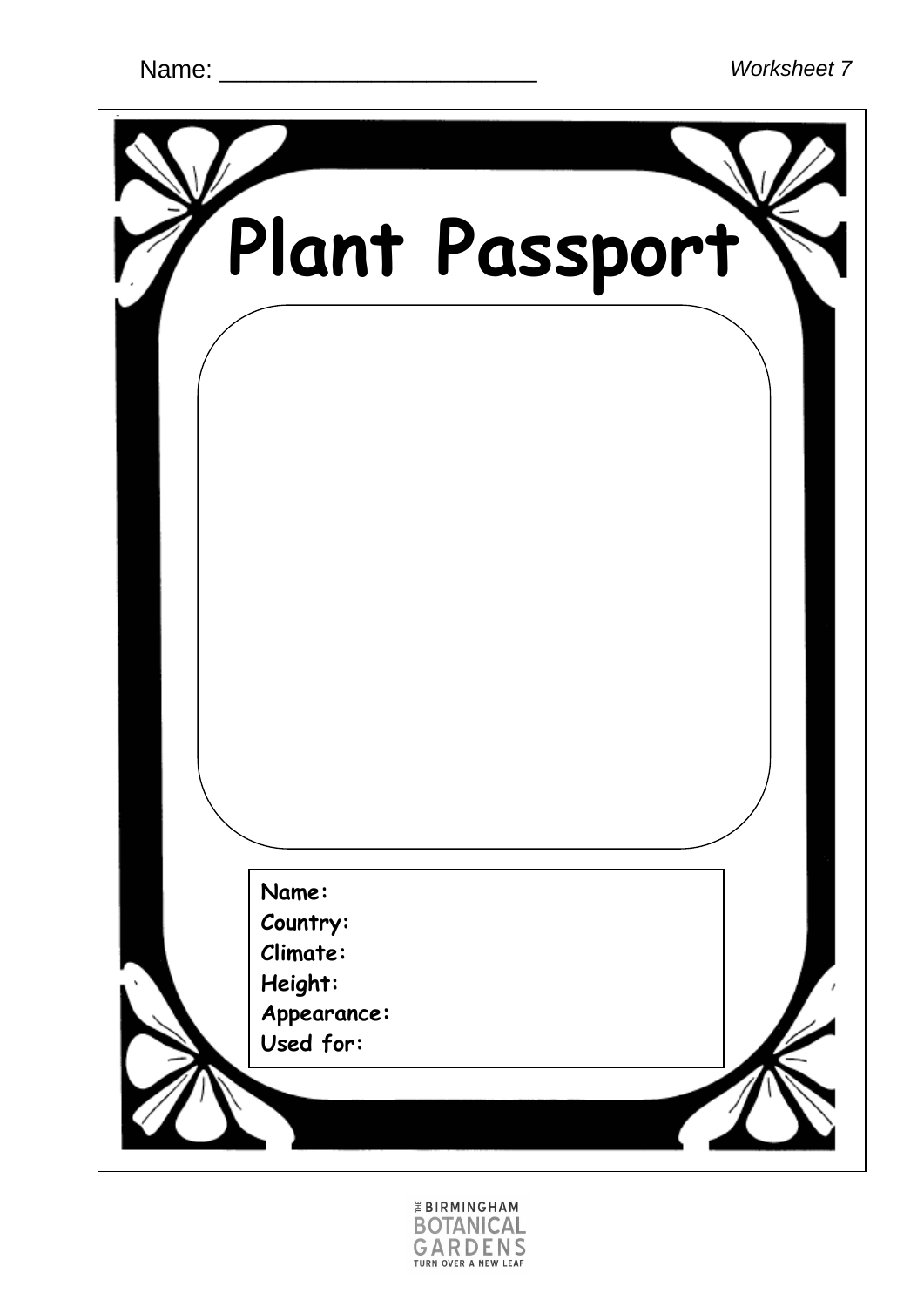Name: ______________________

*Worksheet 7*

# Plant Passport

**Name:**
**Country:**
**Climate:**
**Height:**
**Appearance:**
**Used for:**

THE BIRMINGHAM BOTANICAL GARDENS
TURN OVER A NEW LEAF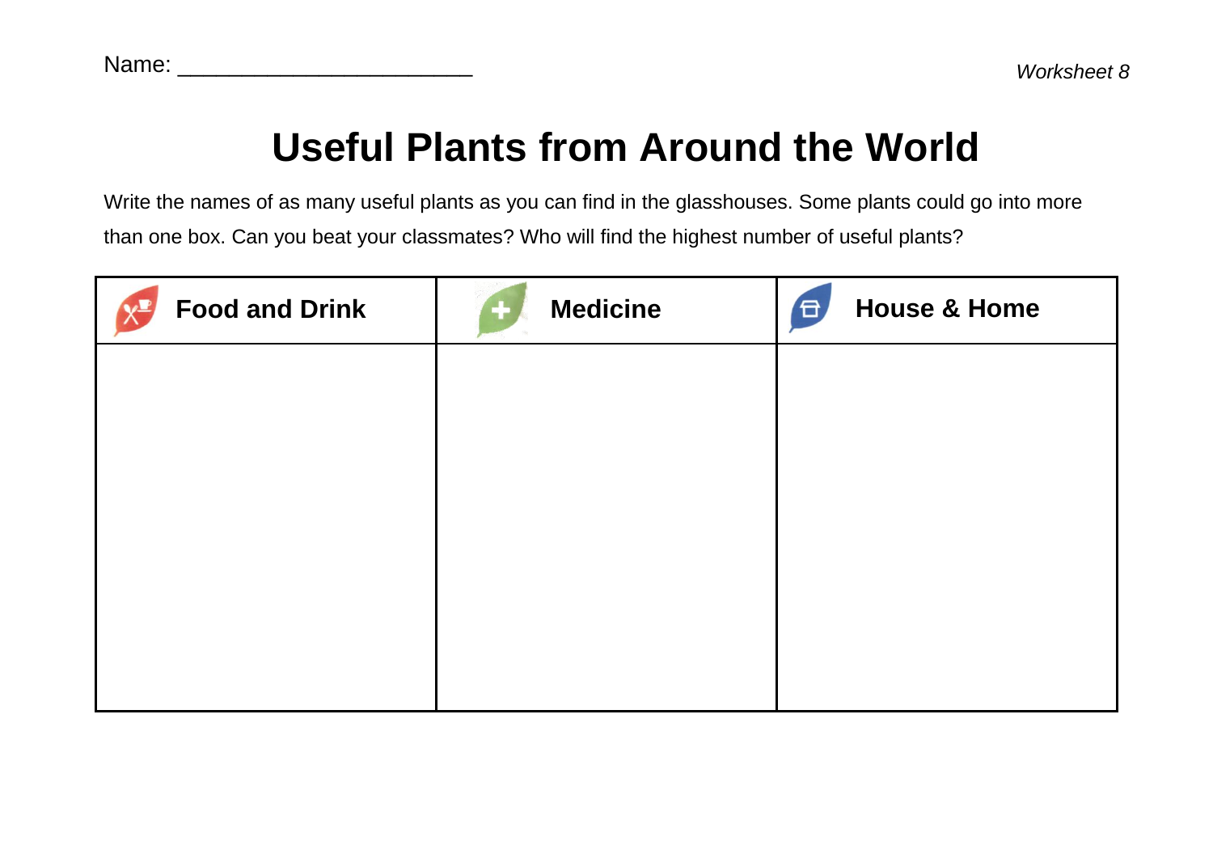Name: ________________________

*Worksheet 8*

# Useful Plants from Around the World

Write the names of as many useful plants as you can find in the glasshouses. Some plants could go into more than one box. Can you beat your classmates? Who will find the highest number of useful plants?

| Food and Drink | Medicine | House & Home |
|---|---|---|
| | | |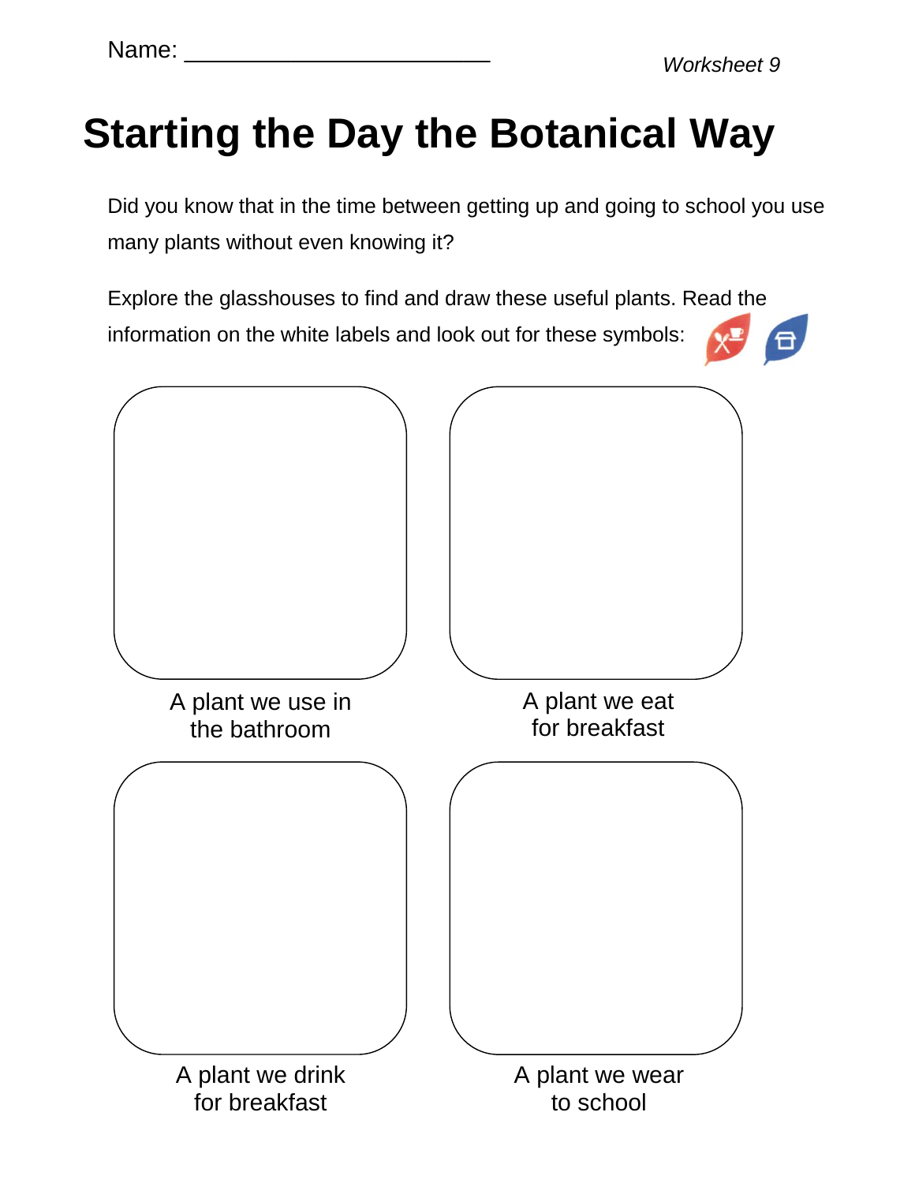Name: ______________________

*Worksheet 9*

# Starting the Day the Botanical Way

Did you know that in the time between getting up and going to school you use many plants without even knowing it?

Explore the glasshouses to find and draw these useful plants. Read the information on the white labels and look out for these symbols:

A plant we use in the bathroom

A plant we eat for breakfast

A plant we drink for breakfast

A plant we wear to school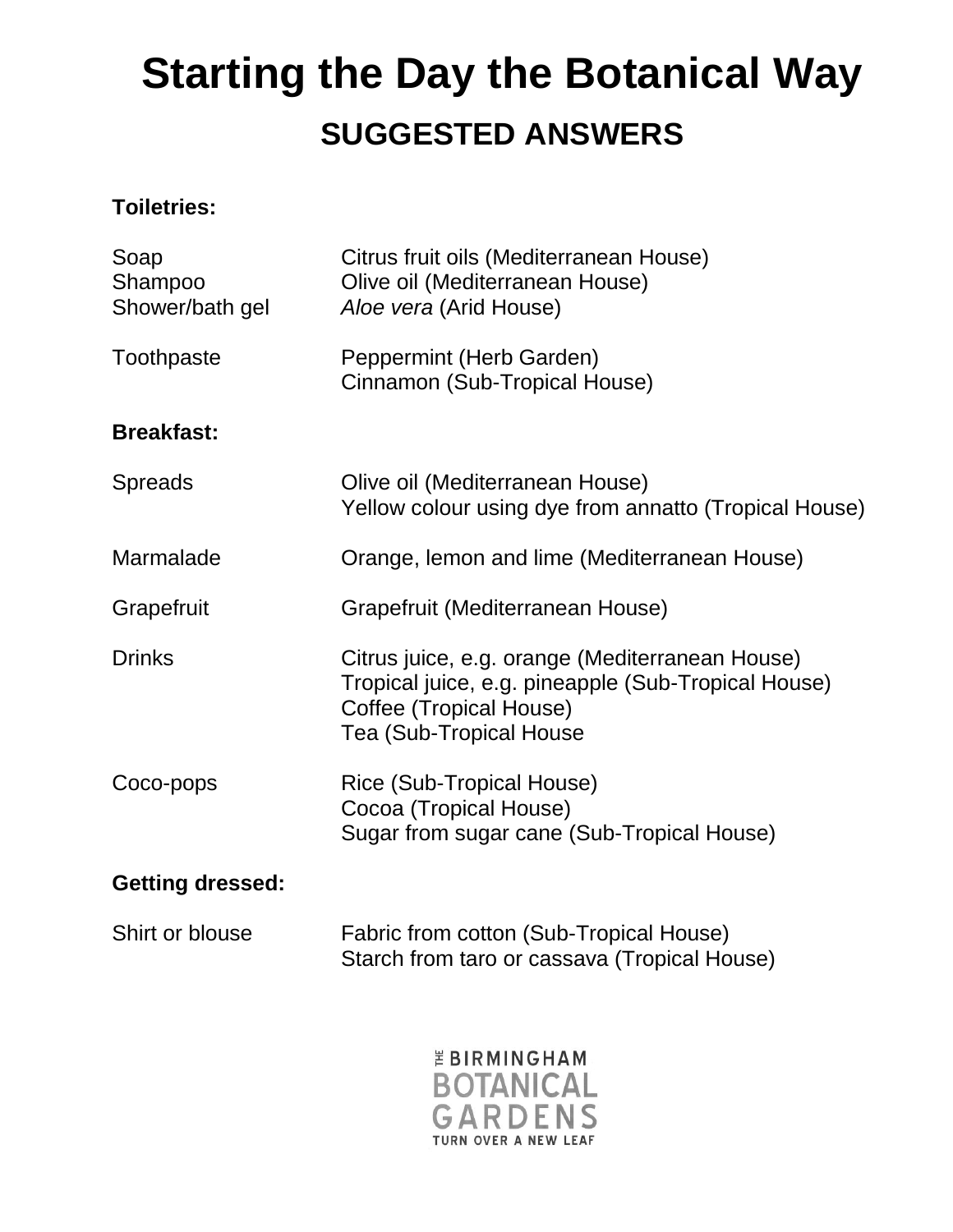# Starting the Day the Botanical Way

## SUGGESTED ANSWERS

**Toiletries:**

| | |
|---|---|
| Soap | Citrus fruit oils (Mediterranean House) |
| Shampoo | Olive oil (Mediterranean House) |
| Shower/bath gel | *Aloe vera* (Arid House) |
| Toothpaste | Peppermint (Herb Garden)<br>Cinnamon (Sub-Tropical House) |

**Breakfast:**

| | |
|---|---|
| Spreads | Olive oil (Mediterranean House)<br>Yellow colour using dye from annatto (Tropical House) |
| Marmalade | Orange, lemon and lime (Mediterranean House) |
| Grapefruit | Grapefruit (Mediterranean House) |
| Drinks | Citrus juice, e.g. orange (Mediterranean House)<br>Tropical juice, e.g. pineapple (Sub-Tropical House)<br>Coffee (Tropical House)<br>Tea (Sub-Tropical House |
| Coco-pops | Rice (Sub-Tropical House)<br>Cocoa (Tropical House)<br>Sugar from sugar cane (Sub-Tropical House) |

**Getting dressed:**

| | |
|---|---|
| Shirt or blouse | Fabric from cotton (Sub-Tropical House)<br>Starch from taro or cassava (Tropical House) |

THE BIRMINGHAM BOTANICAL GARDENS
TURN OVER A NEW LEAF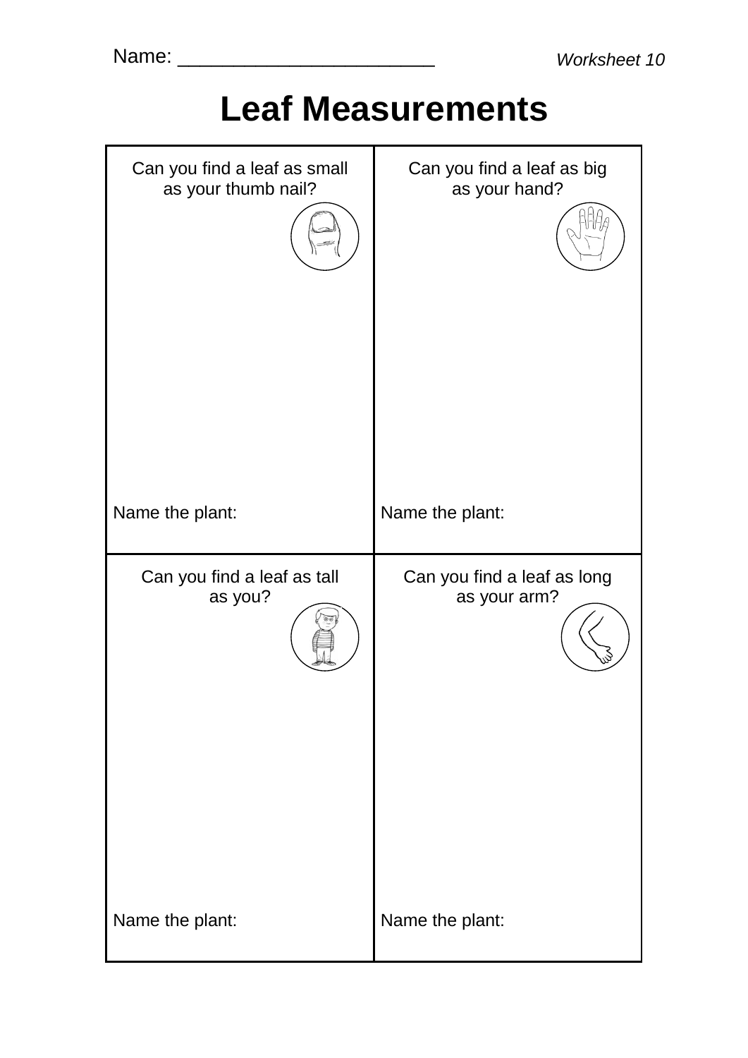Name: ________________________ *Worksheet 10*

# Leaf Measurements

| | |
|---|---|
| Can you find a leaf as small as your thumb nail?<br><br>Name the plant: | Can you find a leaf as big as your hand?<br><br>Name the plant: |
| Can you find a leaf as tall as you?<br><br>Name the plant: | Can you find a leaf as long as your arm?<br><br>Name the plant: |